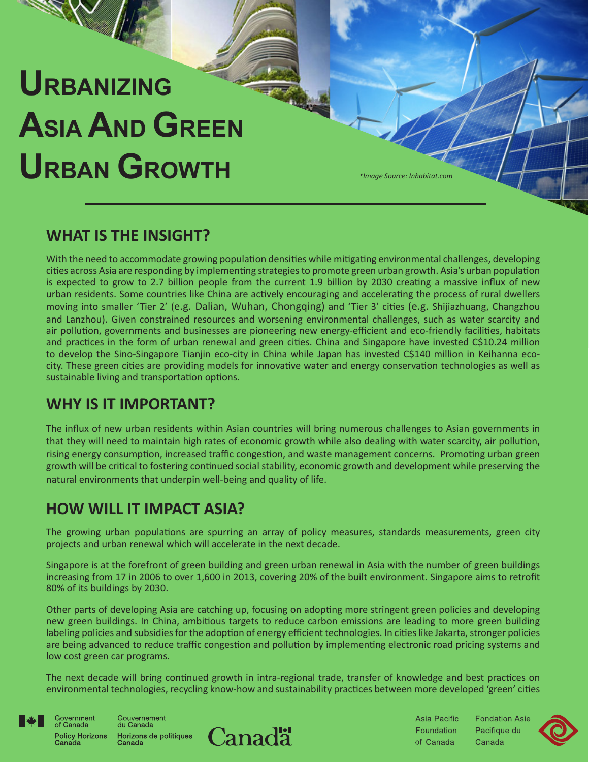# Urbanizing Asia And Green Urban Growth

*\*Image Source: Inhabitat.com*

## WHAT IS THE INSIGHT?

With the need to accommodate growing population densities while mitigating environmental challenges, developing cities across Asia are responding by implementing strategies to promote green urban growth. Asia's urban population is expected to grow to 2.7 billion people from the current 1.9 billion by 2030 creating a massive influx of new urban residents. Some countries like China are actively encouraging and accelerating the process of rural dwellers moving into smaller 'Tier 2' (e.g. Dalian, Wuhan, Chongqing) and 'Tier 3' cities (e.g. Shijiazhuang, Changzhou and Lanzhou). Given constrained resources and worsening environmental challenges, such as water scarcity and air pollution, governments and businesses are pioneering new energy-efficient and eco-friendly facilities, habitats and practices in the form of urban renewal and green cities. China and Singapore have invested C$10.24 million to develop the Sino-Singapore Tianjin eco-city in China while Japan has invested C$140 million in Keihanna eco-city. These green cities are providing models for innovative water and energy conservation technologies as well as sustainable living and transportation options.

## WHY IS IT IMPORTANT?

The influx of new urban residents within Asian countries will bring numerous challenges to Asian governments in that they will need to maintain high rates of economic growth while also dealing with water scarcity, air pollution, rising energy consumption, increased traffic congestion, and waste management concerns. Promoting urban green growth will be critical to fostering continued social stability, economic growth and development while preserving the natural environments that underpin well-being and quality of life.

## HOW WILL IT IMPACT ASIA?

The growing urban populations are spurring an array of policy measures, standards measurements, green city projects and urban renewal which will accelerate in the next decade.

Singapore is at the forefront of green building and green urban renewal in Asia with the number of green buildings increasing from 17 in 2006 to over 1,600 in 2013, covering 20% of the built environment. Singapore aims to retrofit 80% of its buildings by 2030.

Other parts of developing Asia are catching up, focusing on adopting more stringent green policies and developing new green buildings. In China, ambitious targets to reduce carbon emissions are leading to more green building labeling policies and subsidies for the adoption of energy efficient technologies. In cities like Jakarta, stronger policies are being advanced to reduce traffic congestion and pollution by implementing electronic road pricing systems and low cost green car programs.

The next decade will bring continued growth in intra-regional trade, transfer of knowledge and best practices on environmental technologies, recycling know-how and sustainability practices between more developed 'green' cities

Government of Canada / Gouvernement du Canada — Policy Horizons Canada / Horizons de politiques Canada — Canada

Asia Pacific Foundation of Canada / Fondation Asie Pacifique du Canada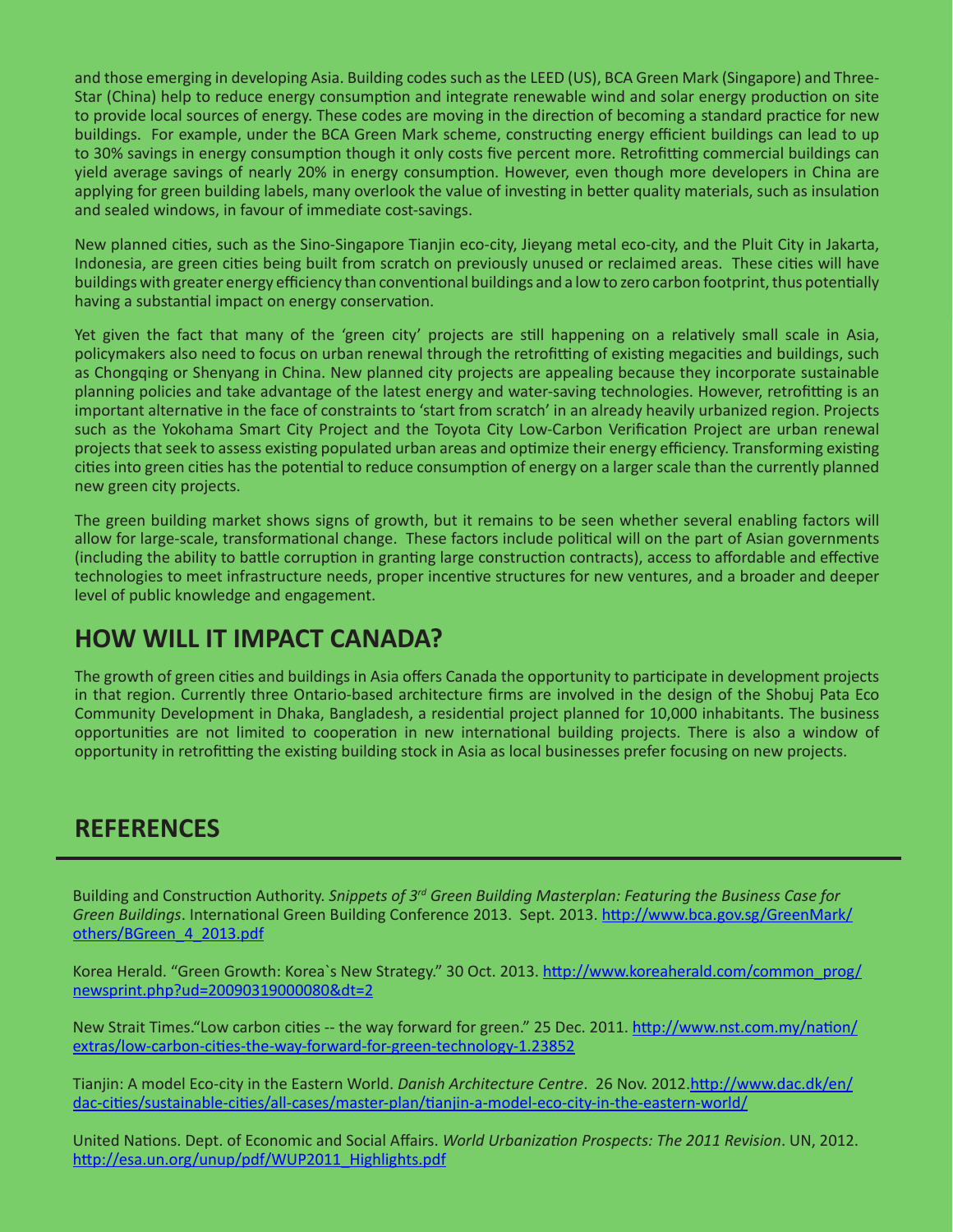and those emerging in developing Asia. Building codes such as the LEED (US), BCA Green Mark (Singapore) and Three-Star (China) help to reduce energy consumption and integrate renewable wind and solar energy production on site to provide local sources of energy. These codes are moving in the direction of becoming a standard practice for new buildings. For example, under the BCA Green Mark scheme, constructing energy efficient buildings can lead to up to 30% savings in energy consumption though it only costs five percent more. Retrofitting commercial buildings can yield average savings of nearly 20% in energy consumption. However, even though more developers in China are applying for green building labels, many overlook the value of investing in better quality materials, such as insulation and sealed windows, in favour of immediate cost-savings.

New planned cities, such as the Sino-Singapore Tianjin eco-city, Jieyang metal eco-city, and the Pluit City in Jakarta, Indonesia, are green cities being built from scratch on previously unused or reclaimed areas. These cities will have buildings with greater energy efficiency than conventional buildings and a low to zero carbon footprint, thus potentially having a substantial impact on energy conservation.

Yet given the fact that many of the 'green city' projects are still happening on a relatively small scale in Asia, policymakers also need to focus on urban renewal through the retrofitting of existing megacities and buildings, such as Chongqing or Shenyang in China. New planned city projects are appealing because they incorporate sustainable planning policies and take advantage of the latest energy and water-saving technologies. However, retrofitting is an important alternative in the face of constraints to 'start from scratch' in an already heavily urbanized region. Projects such as the Yokohama Smart City Project and the Toyota City Low-Carbon Verification Project are urban renewal projects that seek to assess existing populated urban areas and optimize their energy efficiency. Transforming existing cities into green cities has the potential to reduce consumption of energy on a larger scale than the currently planned new green city projects.

The green building market shows signs of growth, but it remains to be seen whether several enabling factors will allow for large-scale, transformational change. These factors include political will on the part of Asian governments (including the ability to battle corruption in granting large construction contracts), access to affordable and effective technologies to meet infrastructure needs, proper incentive structures for new ventures, and a broader and deeper level of public knowledge and engagement.

## HOW WILL IT IMPACT CANADA?

The growth of green cities and buildings in Asia offers Canada the opportunity to participate in development projects in that region. Currently three Ontario-based architecture firms are involved in the design of the Shobuj Pata Eco Community Development in Dhaka, Bangladesh, a residential project planned for 10,000 inhabitants. The business opportunities are not limited to cooperation in new international building projects. There is also a window of opportunity in retrofitting the existing building stock in Asia as local businesses prefer focusing on new projects.

## REFERENCES

Building and Construction Authority. *Snippets of 3rd Green Building Masterplan: Featuring the Business Case for Green Buildings*. International Green Building Conference 2013. Sept. 2013. http://www.bca.gov.sg/GreenMark/others/BGreen_4_2013.pdf

Korea Herald. "Green Growth: Korea`s New Strategy." 30 Oct. 2013. http://www.koreaherald.com/common_prog/newsprint.php?ud=20090319000080&dt=2

New Strait Times."Low carbon cities -- the way forward for green." 25 Dec. 2011. http://www.nst.com.my/nation/extras/low-carbon-cities-the-way-forward-for-green-technology-1.23852

Tianjin: A model Eco-city in the Eastern World. *Danish Architecture Centre*. 26 Nov. 2012.http://www.dac.dk/en/dac-cities/sustainable-cities/all-cases/master-plan/tianjin-a-model-eco-city-in-the-eastern-world/

United Nations. Dept. of Economic and Social Affairs. *World Urbanization Prospects: The 2011 Revision*. UN, 2012. http://esa.un.org/unup/pdf/WUP2011_Highlights.pdf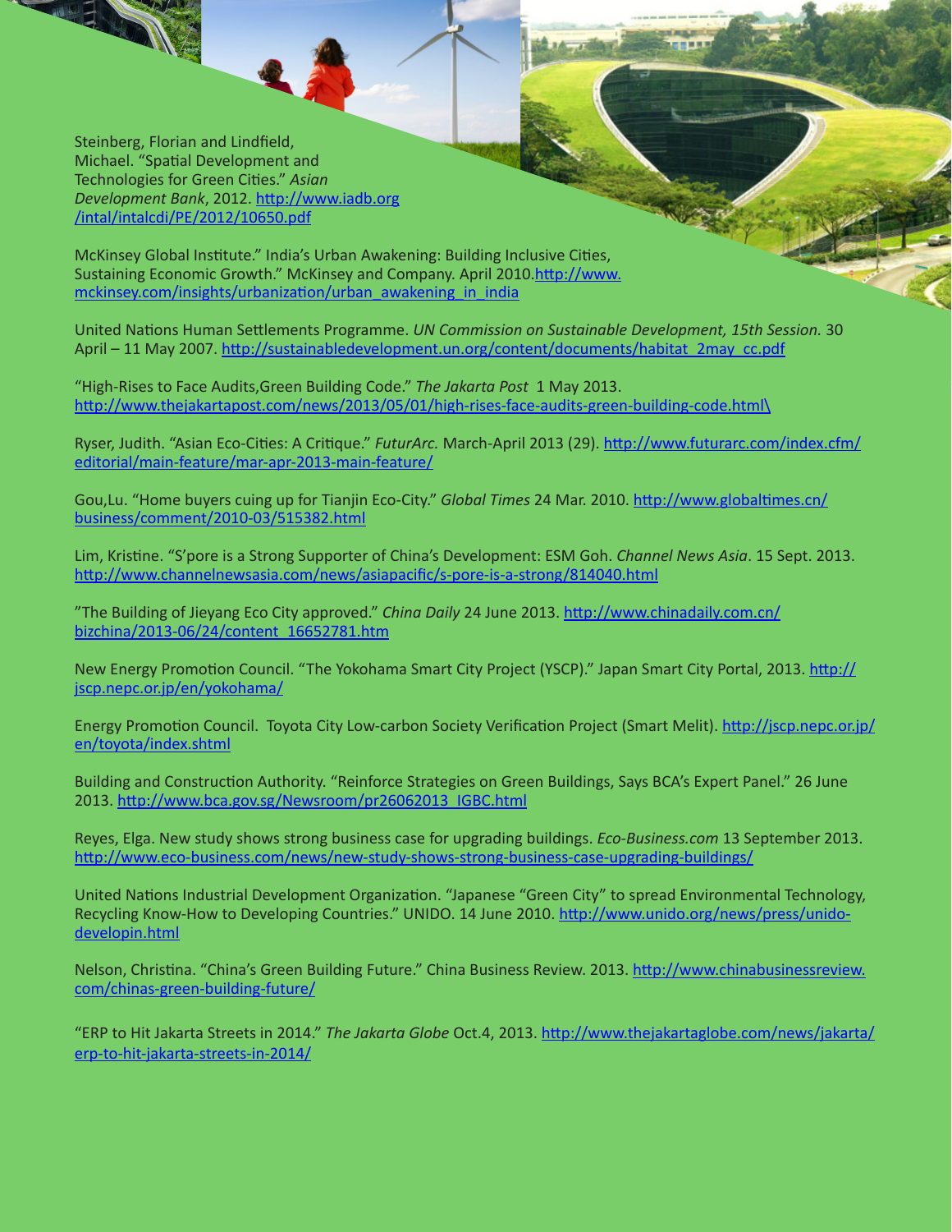Steinberg, Florian and Lindfield, Michael. "Spatial Development and Technologies for Green Cities." *Asian Development Bank*, 2012. http://www.iadb.org/intal/intalcdi/PE/2012/10650.pdf

McKinsey Global Institute." India's Urban Awakening: Building Inclusive Cities, Sustaining Economic Growth." McKinsey and Company. April 2010.http://www.mckinsey.com/insights/urbanization/urban_awakening_in_india

United Nations Human Settlements Programme. *UN Commission on Sustainable Development, 15th Session.* 30 April – 11 May 2007. http://sustainabledevelopment.un.org/content/documents/habitat_2may_cc.pdf

"High-Rises to Face Audits,Green Building Code." *The Jakarta Post* 1 May 2013. http://www.thejakartapost.com/news/2013/05/01/high-rises-face-audits-green-building-code.html\

Ryser, Judith. "Asian Eco-Cities: A Critique." *FuturArc.* March-April 2013 (29). http://www.futurarc.com/index.cfm/editorial/main-feature/mar-apr-2013-main-feature/

Gou,Lu. "Home buyers cuing up for Tianjin Eco-City." *Global Times* 24 Mar. 2010. http://www.globaltimes.cn/business/comment/2010-03/515382.html

Lim, Kristine. "S'pore is a Strong Supporter of China's Development: ESM Goh. *Channel News Asia*. 15 Sept. 2013. http://www.channelnewsasia.com/news/asiapacific/s-pore-is-a-strong/814040.html

"The Building of Jieyang Eco City approved." *China Daily* 24 June 2013. http://www.chinadaily.com.cn/bizchina/2013-06/24/content_16652781.htm

New Energy Promotion Council. "The Yokohama Smart City Project (YSCP)." Japan Smart City Portal, 2013. http://jscp.nepc.or.jp/en/yokohama/

Energy Promotion Council. Toyota City Low-carbon Society Verification Project (Smart Melit). http://jscp.nepc.or.jp/en/toyota/index.shtml

Building and Construction Authority. "Reinforce Strategies on Green Buildings, Says BCA's Expert Panel." 26 June 2013. http://www.bca.gov.sg/Newsroom/pr26062013_IGBC.html

Reyes, Elga. New study shows strong business case for upgrading buildings. *Eco-Business.com* 13 September 2013. http://www.eco-business.com/news/new-study-shows-strong-business-case-upgrading-buildings/

United Nations Industrial Development Organization. "Japanese "Green City" to spread Environmental Technology, Recycling Know-How to Developing Countries." UNIDO. 14 June 2010. http://www.unido.org/news/press/unido-developin.html

Nelson, Christina. "China's Green Building Future." China Business Review. 2013. http://www.chinabusinessreview.com/chinas-green-building-future/

"ERP to Hit Jakarta Streets in 2014." *The Jakarta Globe* Oct.4, 2013. http://www.thejakartaglobe.com/news/jakarta/erp-to-hit-jakarta-streets-in-2014/